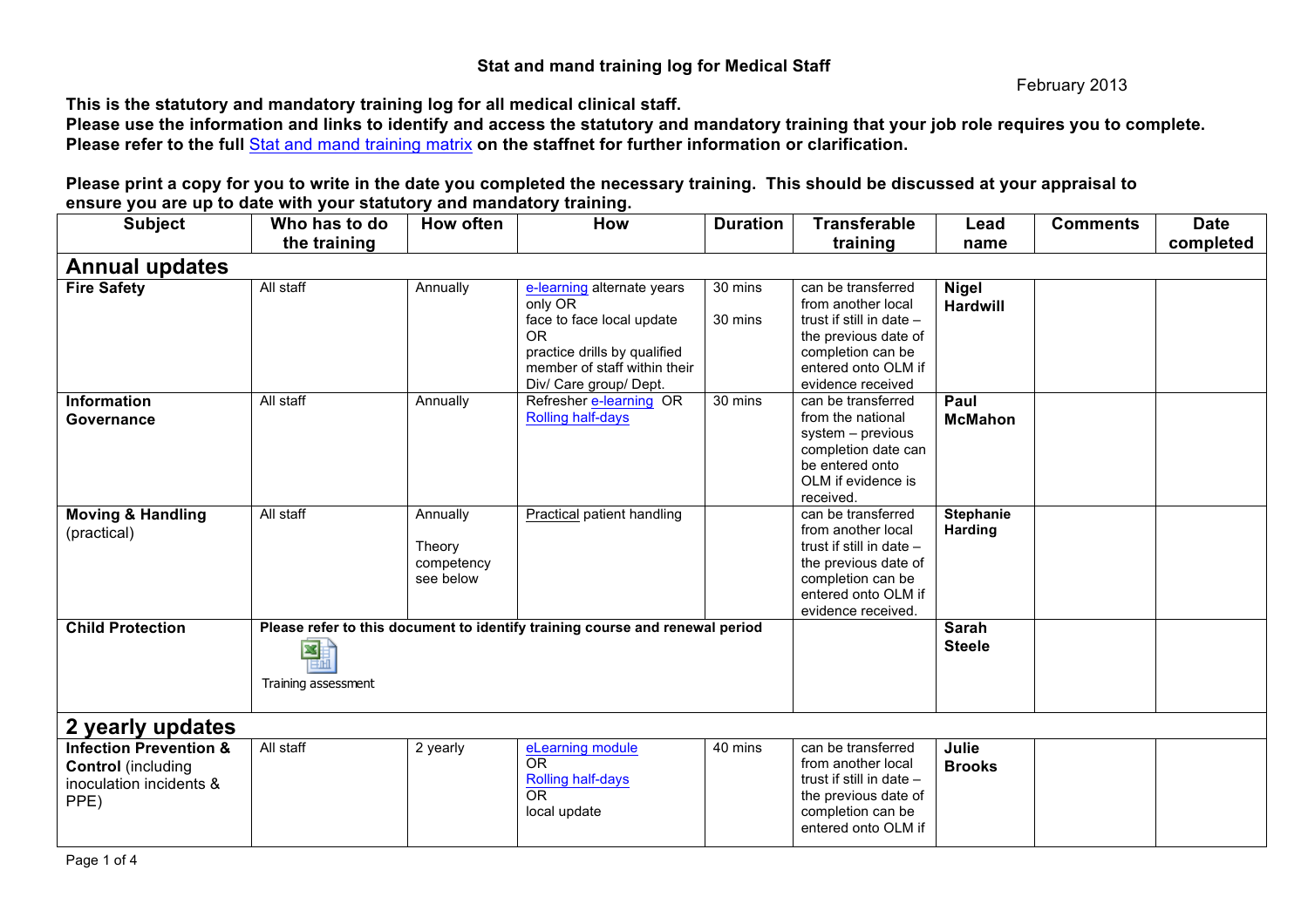# Stat and mand training log for Medical Staff

February 2013

**This is the statutory and mandatory training log for all medical clinical staff.**
**Please use the information and links to identify and access the statutory and mandatory training that your job role requires you to complete.**
**Please refer to the full Stat and mand training matrix on the staffnet for further information or clarification.**

**Please print a copy for you to write in the date you completed the necessary training. This should be discussed at your appraisal to ensure you are up to date with your statutory and mandatory training.**

| Subject | Who has to do the training | How often | How | Duration | Transferable training | Lead name | Comments | Date completed |
|---|---|---|---|---|---|---|---|---|
| **Annual updates** | | | | | | | | |
| **Fire Safety** | All staff | Annually | e-learning alternate years only OR face to face local update OR practice drills by qualified member of staff within their Div/ Care group/ Dept. | 30 mins<br>30 mins | can be transferred from another local trust if still in date – the previous date of completion can be entered onto OLM if evidence received | **Nigel Hardwill** | | |
| **Information Governance** | All staff | Annually | Refresher e-learning OR Rolling half-days | 30 mins | can be transferred from the national system – previous completion date can be entered onto OLM if evidence is received. | **Paul McMahon** | | |
| **Moving & Handling** (practical) | All staff | Annually<br>Theory competency see below | Practical patient handling | | can be transferred from another local trust if still in date – the previous date of completion can be entered onto OLM if evidence received. | **Stephanie Harding** | | |
| **Child Protection** | **Please refer to this document to identify training course and renewal period**<br>Training assessment | | | | | **Sarah Steele** | | |
| **2 yearly updates** | | | | | | | | |
| **Infection Prevention & Control** (including inoculation incidents & PPE) | All staff | 2 yearly | eLearning module OR Rolling half-days OR local update | 40 mins | can be transferred from another local trust if still in date – the previous date of completion can be entered onto OLM if | **Julie Brooks** | | |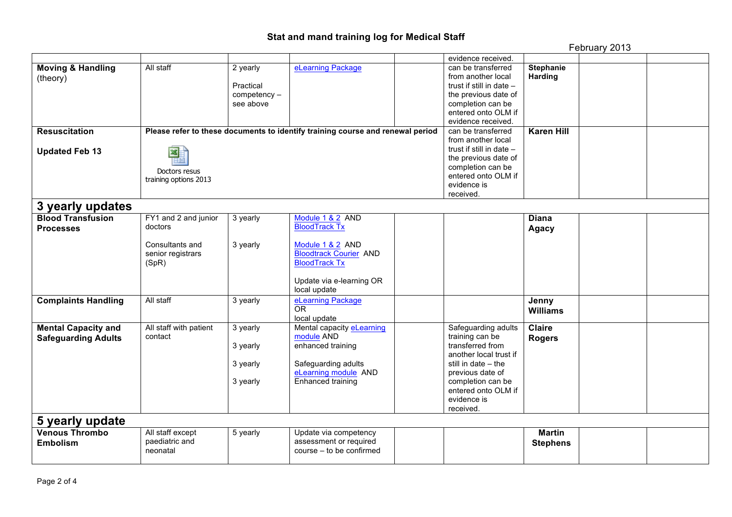# Stat and mand training log for Medical Staff

February 2013

| | | | | | | | | |
|---|---|---|---|---|---|---|---|---|
| | | | | | evidence received. | | | |
| **Moving & Handling** (theory) | All staff | 2 yearly<br><br>Practical competency – see above | eLearning Package | | can be transferred from another local trust if still in date – the previous date of completion can be entered onto OLM if evidence received. | **Stephanie Harding** | | |
| **Resuscitation**<br><br>**Updated Feb 13** | **Please refer to these documents to identify training course and renewal period**<br><br>Doctors resus training options 2013 | | | | can be transferred from another local trust if still in date – the previous date of completion can be entered onto OLM if evidence is received. | **Karen Hill** | | |
| **3 yearly updates** | | | | | | | | |
| **Blood Transfusion Processes** | FY1 and 2 and junior doctors<br><br>Consultants and senior registrars (SpR) | 3 yearly<br><br>3 yearly | Module 1 & 2 AND BloodTrack Tx<br><br>Module 1 & 2 AND Bloodtrack Courier AND BloodTrack Tx<br><br>Update via e-learning OR local update | | | **Diana Agacy** | | |
| **Complaints Handling** | All staff | 3 yearly | eLearning Package OR local update | | | **Jenny Williams** | | |
| **Mental Capacity and Safeguarding Adults** | All staff with patient contact | 3 yearly<br><br>3 yearly<br><br>3 yearly<br><br>3 yearly | Mental capacity eLearning module AND enhanced training<br><br>Safeguarding adults eLearning module AND Enhanced training | | Safeguarding adults training can be transferred from another local trust if still in date – the previous date of completion can be entered onto OLM if evidence is received. | **Claire Rogers** | | |
| **5 yearly update** | | | | | | | | |
| **Venous Thrombo Embolism** | All staff except paediatric and neonatal | 5 yearly | Update via competency assessment or required course – to be confirmed | | | **Martin Stephens** | | |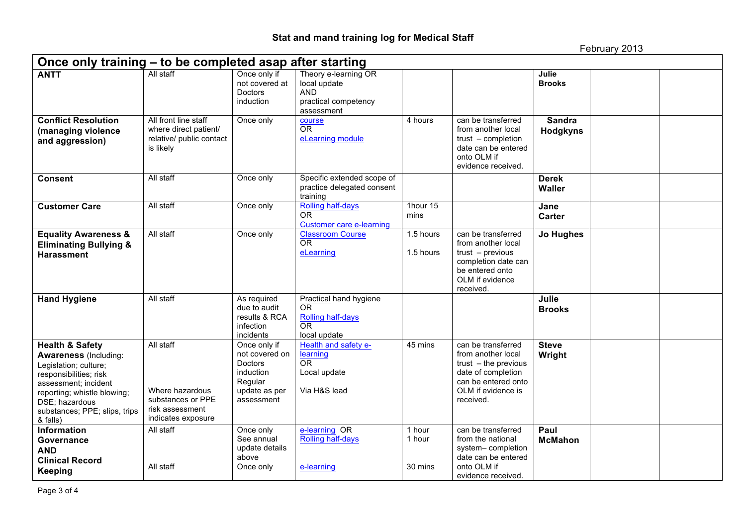# Stat and mand training log for Medical Staff

February 2013

| Once only training – to be completed asap after starting | | | | | | | | |
|---|---|---|---|---|---|---|---|---|
| **ANTT** | All staff | Once only if not covered at Doctors induction | Theory e-learning OR local update AND practical competency assessment | | | **Julie Brooks** | | |
| **Conflict Resolution (managing violence and aggression)** | All front line staff where direct patient/ relative/ public contact is likely | Once only | course OR eLearning module | 4 hours | can be transferred from another local trust – completion date can be entered onto OLM if evidence received. | **Sandra Hodgkyns** | | |
| **Consent** | All staff | Once only | Specific extended scope of practice delegated consent training | | | **Derek Waller** | | |
| **Customer Care** | All staff | Once only | Rolling half-days OR Customer care e-learning | 1hour 15 mins | | **Jane Carter** | | |
| **Equality Awareness & Eliminating Bullying & Harassment** | All staff | Once only | Classroom Course OR eLearning | 1.5 hours<br>1.5 hours | can be transferred from another local trust – previous completion date can be entered onto OLM if evidence received. | **Jo Hughes** | | |
| **Hand Hygiene** | All staff | As required due to audit results & RCA infection incidents | Practical hand hygiene OR Rolling half-days OR local update | | | **Julie Brooks** | | |
| **Health & Safety Awareness** (Including: Legislation; culture; responsibilities; risk assessment; incident reporting; whistle blowing; DSE; hazardous substances; PPE; slips, trips & falls) | All staff<br><br>Where hazardous substances or PPE risk assessment indicates exposure | Once only if not covered on Doctors induction<br>Regular update as per assessment | Health and safety e-learning OR Local update<br><br>Via H&S lead | 45 mins | can be transferred from another local trust – the previous date of completion can be entered onto OLM if evidence is received. | **Steve Wright** | | |
| **Information Governance AND Clinical Record Keeping** | All staff<br><br>All staff | Once only See annual update details above<br>Once only | e-learning OR Rolling half-days<br><br>e-learning | 1 hour<br>1 hour<br><br>30 mins | can be transferred from the national system– completion date can be entered onto OLM if evidence received. | **Paul McMahon** | | |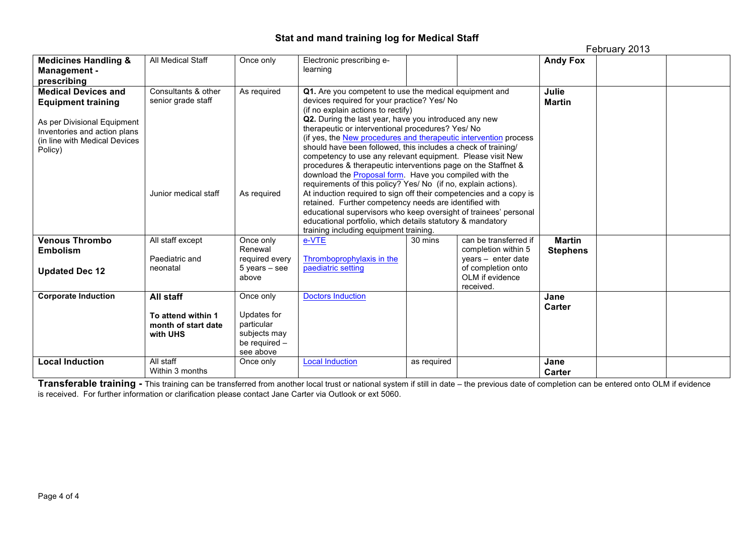# Stat and mand training log for Medical Staff

February 2013

| | | | | | | | | |
|---|---|---|---|---|---|---|---|---|
| **Medicines Handling & Management - prescribing** | All Medical Staff | Once only | Electronic prescribing e-learning | | | **Andy Fox** | | |
| **Medical Devices and Equipment training**<br><br>As per Divisional Equipment Inventories and action plans (in line with Medical Devices Policy) | Consultants & other senior grade staff<br><br>Junior medical staff | As required<br><br>As required | **Q1.** Are you competent to use the medical equipment and devices required for your practice? Yes/ No (if no explain actions to rectify)<br>**Q2.** During the last year, have you introduced any new therapeutic or interventional procedures? Yes/ No (if yes, the New procedures and therapeutic intervention process should have been followed, this includes a check of training/ competency to use any relevant equipment. Please visit New procedures & therapeutic interventions page on the Staffnet & download the Proposal form. Have you compiled with the requirements of this policy? Yes/ No (if no, explain actions).<br>At induction required to sign off their competencies and a copy is retained. Further competency needs are identified with educational supervisors who keep oversight of trainees' personal educational portfolio, which details statutory & mandatory training including equipment training. | | | **Julie Martin** | | |
| **Venous Thrombo Embolism**<br><br>**Updated Dec 12** | All staff except<br><br>Paediatric and neonatal | Once only Renewal required every 5 years – see above | e-VTE<br><br>Thromboprophylaxis in the paediatric setting | 30 mins | can be transferred if completion within 5 years – enter date of completion onto OLM if evidence received. | **Martin Stephens** | | |
| **Corporate Induction** | **All staff**<br><br>**To attend within 1 month of start date with UHS** | Once only<br><br>Updates for particular subjects may be required – see above | Doctors Induction | | | **Jane Carter** | | |
| **Local Induction** | All staff<br>Within 3 months | Once only | Local Induction | as required | | **Jane Carter** | | |

**Transferable training -** This training can be transferred from another local trust or national system if still in date – the previous date of completion can be entered onto OLM if evidence is received. For further information or clarification please contact Jane Carter via Outlook or ext 5060.